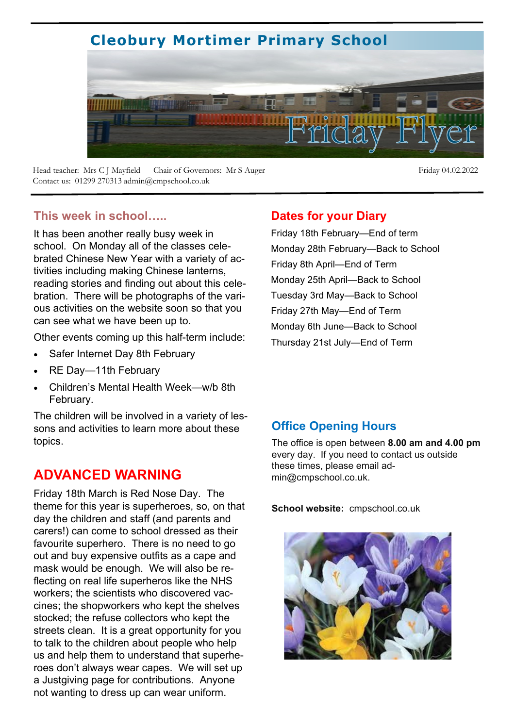# Cleobury Mortimer Primary School

## Friday Flyer

Head teacher: Mrs C J Mayfield    Chair of Governors: Mr S Auger    Friday 04.02.2022

Contact us: 01299 270313 admin@cmpschool.co.uk

## This week in school…..

It has been another really busy week in school. On Monday all of the classes celebrated Chinese New Year with a variety of activities including making Chinese lanterns, reading stories and finding out about this celebration. There will be photographs of the various activities on the website soon so that you can see what we have been up to.

Other events coming up this half-term include:

- Safer Internet Day 8th February
- RE Day—11th February
- Children's Mental Health Week—w/b 8th February.

The children will be involved in a variety of lessons and activities to learn more about these topics.

## ADVANCED WARNING

Friday 18th March is Red Nose Day. The theme for this year is superheroes, so, on that day the children and staff (and parents and carers!) can come to school dressed as their favourite superhero. There is no need to go out and buy expensive outfits as a cape and mask would be enough. We will also be reflecting on real life superheros like the NHS workers; the scientists who discovered vaccines; the shopworkers who kept the shelves stocked; the refuse collectors who kept the streets clean. It is a great opportunity for you to talk to the children about people who help us and help them to understand that superheroes don't always wear capes. We will set up a Justgiving page for contributions. Anyone not wanting to dress up can wear uniform.

## Dates for your Diary

Friday 18th February—End of term

Monday 28th February—Back to School

Friday 8th April—End of Term

Monday 25th April—Back to School

Tuesday 3rd May—Back to School

Friday 27th May—End of Term

Monday 6th June—Back to School

Thursday 21st July—End of Term

## Office Opening Hours

The office is open between **8.00 am and 4.00 pm** every day. If you need to contact us outside these times, please email admin@cmpschool.co.uk.

**School website:** cmpschool.co.uk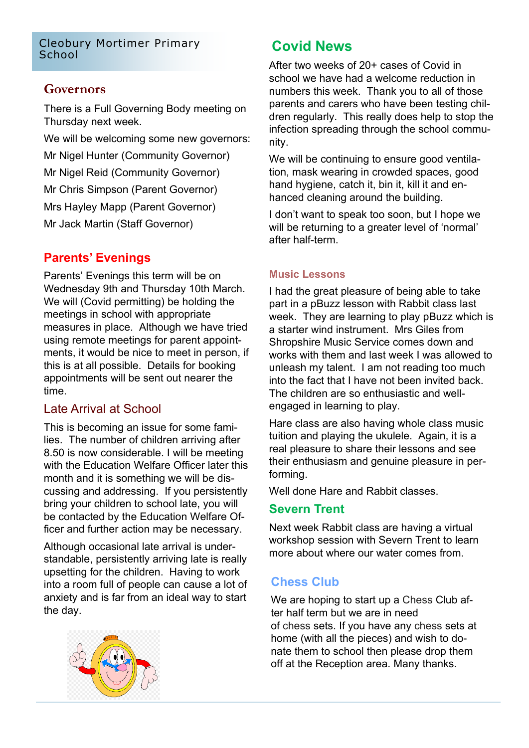Cleobury Mortimer Primary School

## Governors

There is a Full Governing Body meeting on Thursday next week.

We will be welcoming some new governors:

Mr Nigel Hunter (Community Governor)

Mr Nigel Reid (Community Governor)

Mr Chris Simpson (Parent Governor)

Mrs Hayley Mapp (Parent Governor)

Mr Jack Martin (Staff Governor)

## Parents' Evenings

Parents' Evenings this term will be on Wednesday 9th and Thursday 10th March. We will (Covid permitting) be holding the meetings in school with appropriate measures in place. Although we have tried using remote meetings for parent appointments, it would be nice to meet in person, if this is at all possible. Details for booking appointments will be sent out nearer the time.

## Late Arrival at School

This is becoming an issue for some families. The number of children arriving after 8.50 is now considerable. I will be meeting with the Education Welfare Officer later this month and it is something we will be discussing and addressing. If you persistently bring your children to school late, you will be contacted by the Education Welfare Officer and further action may be necessary.

Although occasional late arrival is understandable, persistently arriving late is really upsetting for the children. Having to work into a room full of people can cause a lot of anxiety and is far from an ideal way to start the day.

## Covid News

After two weeks of 20+ cases of Covid in school we have had a welcome reduction in numbers this week. Thank you to all of those parents and carers who have been testing children regularly. This really does help to stop the infection spreading through the school community.

We will be continuing to ensure good ventilation, mask wearing in crowded spaces, good hand hygiene, catch it, bin it, kill it and enhanced cleaning around the building.

I don't want to speak too soon, but I hope we will be returning to a greater level of 'normal' after half-term.

### Music Lessons

I had the great pleasure of being able to take part in a pBuzz lesson with Rabbit class last week. They are learning to play pBuzz which is a starter wind instrument. Mrs Giles from Shropshire Music Service comes down and works with them and last week I was allowed to unleash my talent. I am not reading too much into the fact that I have not been invited back. The children are so enthusiastic and well-engaged in learning to play.

Hare class are also having whole class music tuition and playing the ukulele. Again, it is a real pleasure to share their lessons and see their enthusiasm and genuine pleasure in performing.

Well done Hare and Rabbit classes.

## Severn Trent

Next week Rabbit class are having a virtual workshop session with Severn Trent to learn more about where our water comes from.

## Chess Club

We are hoping to start up a Chess Club after half term but we are in need of chess sets. If you have any chess sets at home (with all the pieces) and wish to donate them to school then please drop them off at the Reception area. Many thanks.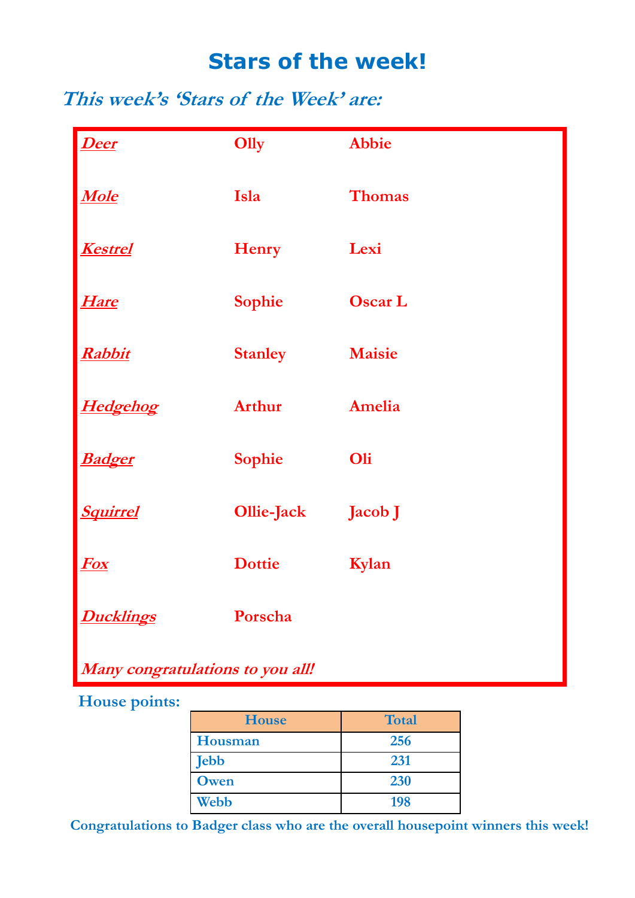# Stars of the week!

## *This week's 'Stars of the Week' are:*

| | | |
|---|---|---|
| ***Deer*** | **Olly** | **Abbie** |
| ***Mole*** | **Isla** | **Thomas** |
| ***Kestrel*** | **Henry** | **Lexi** |
| ***Hare*** | **Sophie** | **Oscar L** |
| ***Rabbit*** | **Stanley** | **Maisie** |
| ***Hedgehog*** | **Arthur** | **Amelia** |
| ***Badger*** | **Sophie** | **Oli** |
| ***Squirrel*** | **Ollie-Jack** | **Jacob J** |
| ***Fox*** | **Dottie** | **Kylan** |
| ***Ducklings*** | **Porscha** | |

***Many congratulations to you all!***

**House points:**

| House | Total |
|---|---|
| Housman | 256 |
| Jebb | 231 |
| Owen | 230 |
| Webb | 198 |

**Congratulations to Badger class who are the overall housepoint winners this week!**